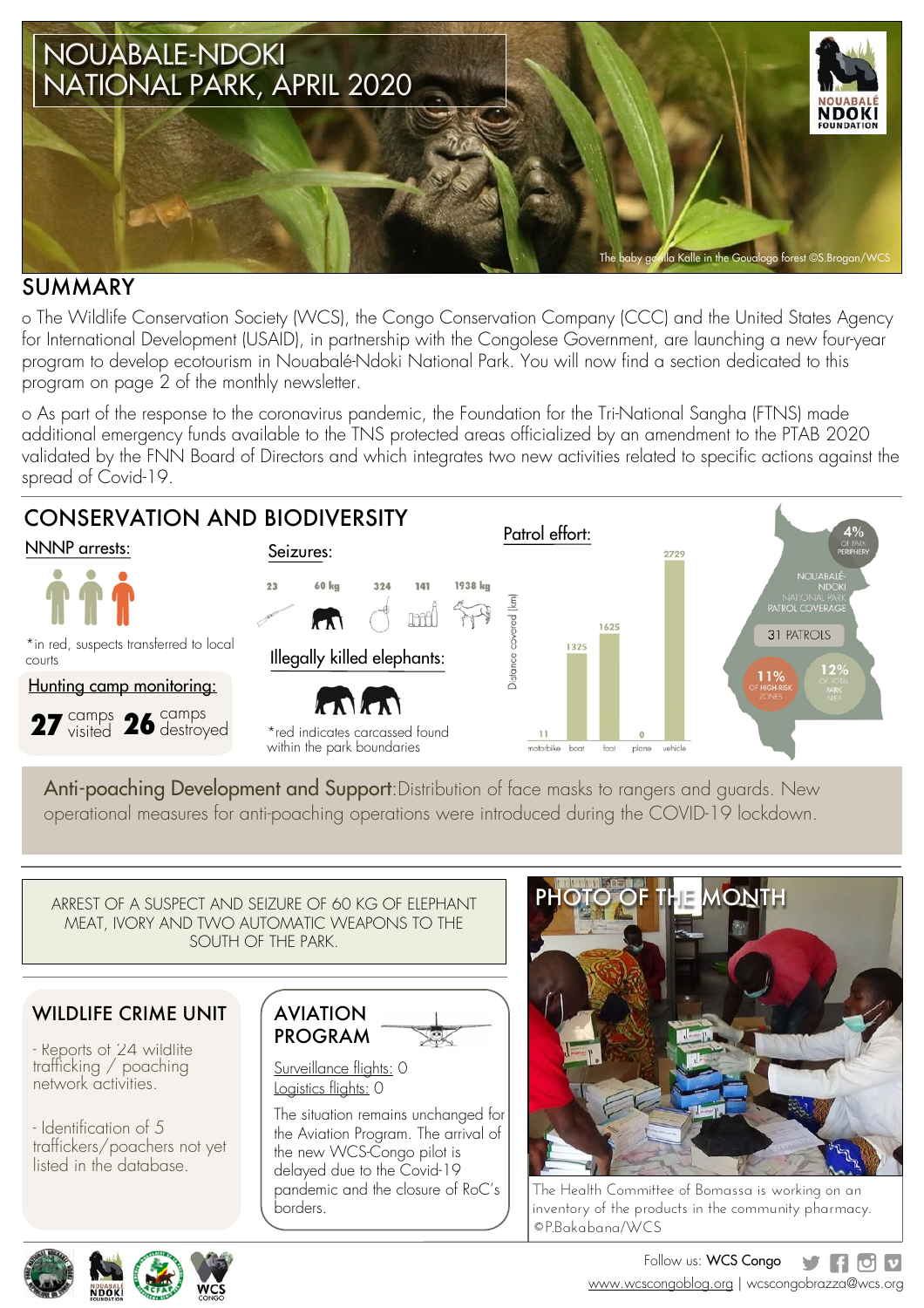# NOUABALE-NDOKI NATIONAL PARK, APRIL 2020

The baby gorilla Kalle in the Goualogo forest ©S.Brogan/WCS

## SUMMARY

o The Wildlife Conservation Society (WCS), the Congo Conservation Company (CCC) and the United States Agency for International Development (USAID), in partnership with the Congolese Government, are launching a new four-year program to develop ecotourism in Nouabalé-Ndoki National Park. You will now find a section dedicated to this program on page 2 of the monthly newsletter.

o As part of the response to the coronavirus pandemic, the Foundation for the Tri-National Sangha (FTNS) made additional emergency funds available to the TNS protected areas officialized by an amendment to the PTAB 2020 validated by the FNN Board of Directors and which integrates two new activities related to specific actions against the spread of Covid-19.

## CONSERVATION AND BIODIVERSITY

**NNNP arrests:**

*in red, suspects transferred to local courts

**Hunting camp monitoring:**

27 camps visited 26 camps destroyed

**Seizures:**

23 60 kg 324 141 1938 kg

**Illegally killed elephants:**

*red indicates carcassed found within the park boundaries

**Patrol effort:**

Distance covered (km)

11 motorbike
1325 boat
1625 foot
0 plane
2729 vehicle

NOUABALÉ-NDOKI NATIONAL PARK PATROL COVERAGE

31 PATROLS

4% OF PARK PERIPHERY

11% OF HIGH RISK ZONES

12% OF TOTAL PARK AREA

**Anti-poaching Development and Support**: Distribution of face masks to rangers and guards. New operational measures for anti-poaching operations were introduced during the COVID-19 lockdown.

ARREST OF A SUSPECT AND SEIZURE OF 60 KG OF ELEPHANT MEAT, IVORY AND TWO AUTOMATIC WEAPONS TO THE SOUTH OF THE PARK.

## WILDLIFE CRIME UNIT

- Reports of 24 wildlife trafficking / poaching network activities.
- Identification of 5 traffickers/poachers not yet listed in the database.

## AVIATION PROGRAM

Surveillance flights: 0
Logistics flights: 0

The situation remains unchanged for the Aviation Program. The arrival of the new WCS-Congo pilot is delayed due to the Covid-19 pandemic and the closure of RoC's borders.

## PHOTO OF THE MONTH

The Health Committee of Bomassa is working on an inventory of the products in the community pharmacy. ©P.Bakabana/WCS

Follow us: WCS Congo

www.wcscongoblog.org | wcscongobrazza@wcs.org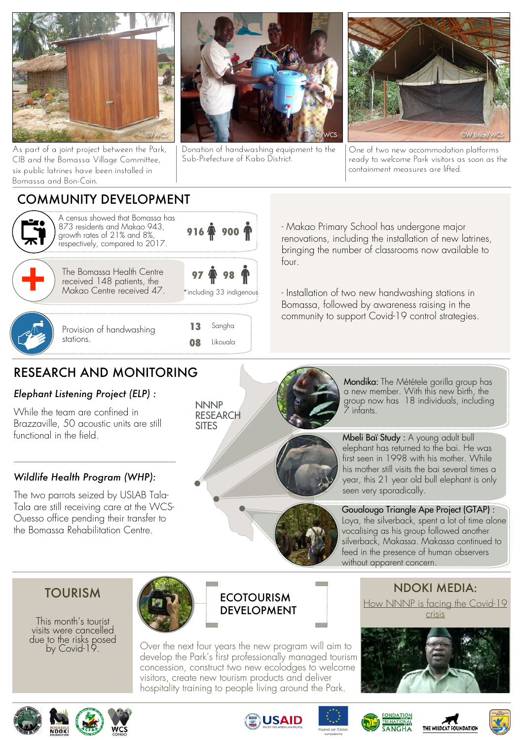As part of a joint project between the Park, CIB and the Bomassa Village Committee, six public latrines have been installed in Bomassa and Bon-Coin.

Donation of handwashing equipment to the Sub-Prefecture of Kabo District.

One of two new accommodation platforms ready to welcome Park visitors as soon as the containment measures are lifted.

## COMMUNITY DEVELOPMENT

A census showed that Bomassa has 873 residents and Makao 943, growth rates of 21% and 8%, respectively, compared to 2017.

916 900

The Bomassa Health Centre received 148 patients, the Makao Centre received 47.

97 98

*including 33 indigenous

Provision of handwashing stations.

13 Sangha

08 Likouala

- Makao Primary School has undergone major renovations, including the installation of new latrines, bringing the number of classrooms now available to four.

- Installation of two new handwashing stations in Bomassa, followed by awareness raising in the community to support Covid-19 control strategies.

## RESEARCH AND MONITORING

### *Elephant Listening Project (ELP) :*

While the team are confined in Brazzaville, 50 acoustic units are still functional in the field.

### *Wildlife Health Program (WHP):*

The two parrots seized by USLAB Tala-Tala are still receiving care at the WCS-Ouesso office pending their transfer to the Bomassa Rehabilitation Centre.

NNNP RESEARCH SITES

**Mondika:** The Météle gorilla group has a new member. With this new birth, the group now has 18 individuals, including 7 infants.

**Mbeli Baï Study :** A young adult bull elephant has returned to the bai. He was first seen in 1998 with his mother. While his mother still visits the bai several times a year, this 21 year old bull elephant is only seen very sporadically.

**Goualougo Triangle Ape Project (GTAP) :** Loya, the silverback, spent a lot of time alone vocalising as his group followed another silverback, Makassa. Makassa continued to feed in the presence of human observers without apparent concern.

## TOURISM

This month's tourist visits were cancelled due to the risks posed by Covid-19.

## ECOTOURISM DEVELOPMENT

Over the next four years the new program will aim to develop the Park's first professionally managed tourism concession, construct two new ecolodges to welcome visitors, create new tourism products and deliver hospitality training to people living around the Park.

## NDOKI MEDIA:

How NNNP is facing the Covid-19 crisis